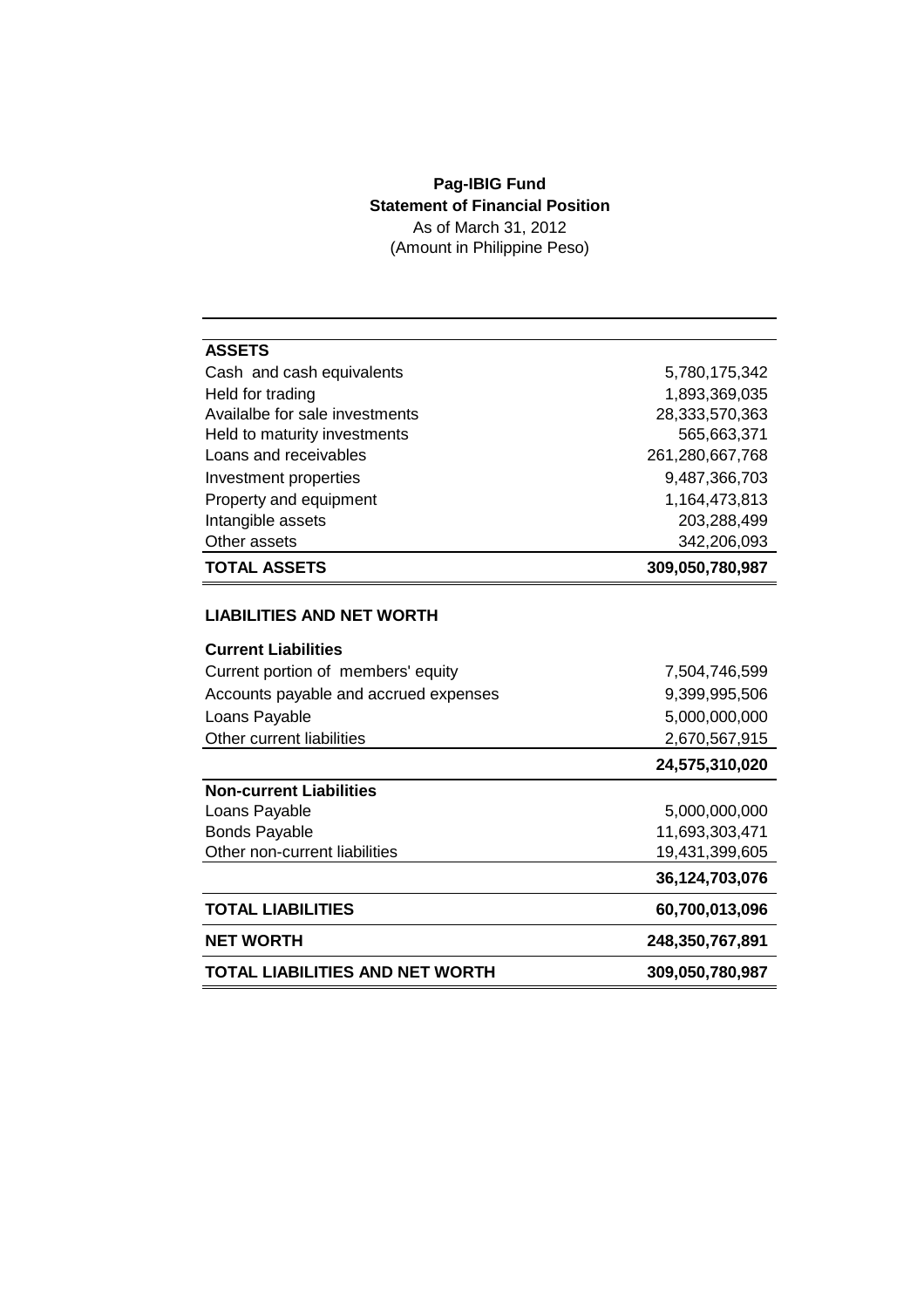**Pag-IBIG Fund**

**Statement of Financial Position**

As of March 31, 2012

(Amount in Philippine Peso)

| | |
|---|---:|
| **ASSETS** | |
| Cash and cash equivalents | 5,780,175,342 |
| Held for trading | 1,893,369,035 |
| Availalbe for sale investments | 28,333,570,363 |
| Held to maturity investments | 565,663,371 |
| Loans and receivables | 261,280,667,768 |
| Investment properties | 9,487,366,703 |
| Property and equipment | 1,164,473,813 |
| Intangible assets | 203,288,499 |
| Other assets | 342,206,093 |
| **TOTAL ASSETS** | **309,050,780,987** |
| | |
| **LIABILITIES AND NET WORTH** | |
| | |
| **Current Liabilities** | |
| Current portion of members' equity | 7,504,746,599 |
| Accounts payable and accrued expenses | 9,399,995,506 |
| Loans Payable | 5,000,000,000 |
| Other current liabilities | 2,670,567,915 |
| | **24,575,310,020** |
| **Non-current Liabilities** | |
| Loans Payable | 5,000,000,000 |
| Bonds Payable | 11,693,303,471 |
| Other non-current liabilities | 19,431,399,605 |
| | **36,124,703,076** |
| **TOTAL LIABILITIES** | **60,700,013,096** |
| **NET WORTH** | **248,350,767,891** |
| **TOTAL LIABILITIES AND NET WORTH** | **309,050,780,987** |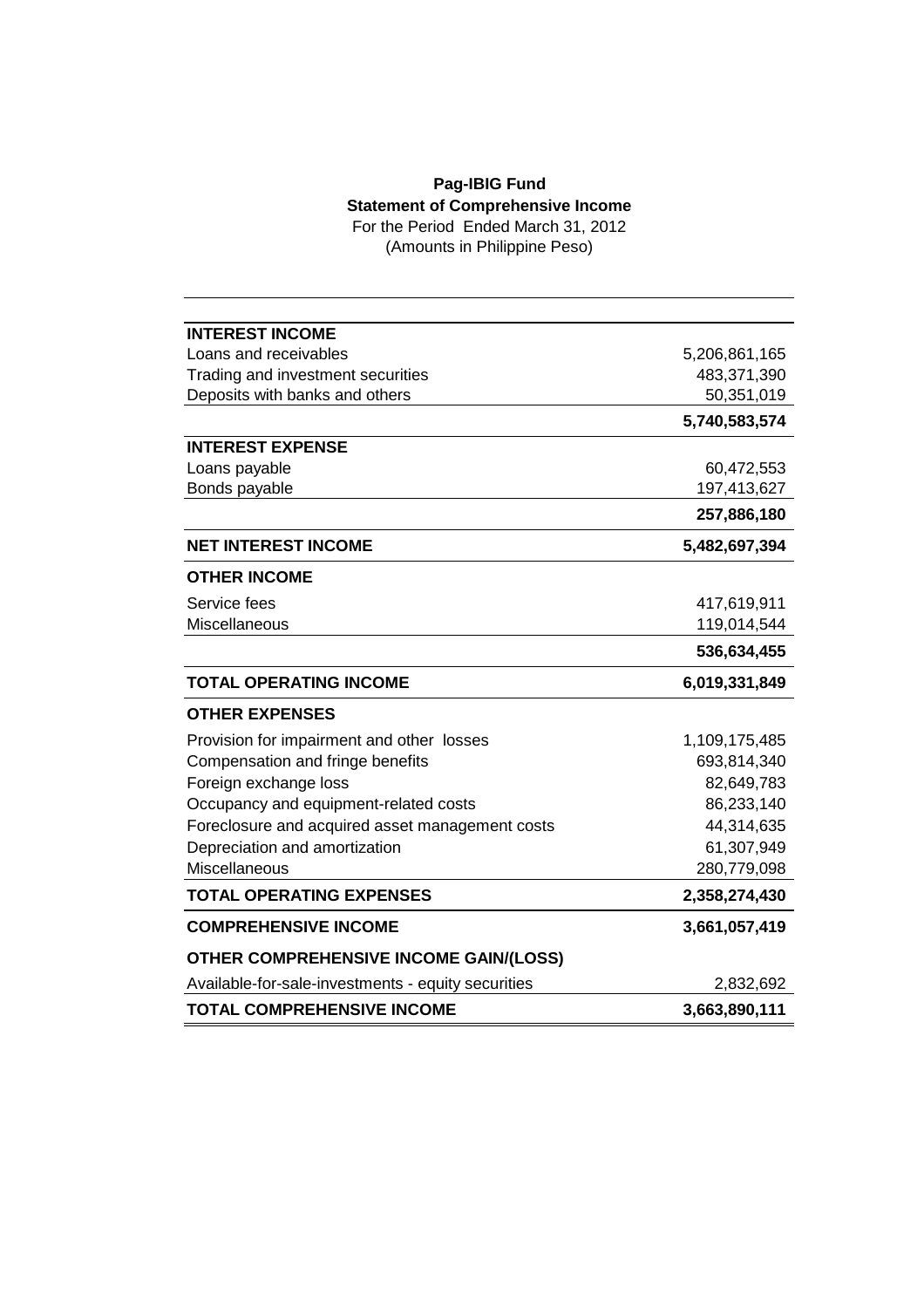**Pag-IBIG Fund**
**Statement of Comprehensive Income**
For the Period Ended March 31, 2012
(Amounts in Philippine Peso)

| | |
|---|---:|
| **INTEREST INCOME** | |
| Loans and receivables | 5,206,861,165 |
| Trading and investment securities | 483,371,390 |
| Deposits with banks and others | 50,351,019 |
| | **5,740,583,574** |
| **INTEREST EXPENSE** | |
| Loans payable | 60,472,553 |
| Bonds payable | 197,413,627 |
| | **257,886,180** |
| **NET INTEREST INCOME** | **5,482,697,394** |
| **OTHER INCOME** | |
| Service fees | 417,619,911 |
| Miscellaneous | 119,014,544 |
| | **536,634,455** |
| **TOTAL OPERATING INCOME** | **6,019,331,849** |
| **OTHER EXPENSES** | |
| Provision for impairment and other losses | 1,109,175,485 |
| Compensation and fringe benefits | 693,814,340 |
| Foreign exchange loss | 82,649,783 |
| Occupancy and equipment-related costs | 86,233,140 |
| Foreclosure and acquired asset management costs | 44,314,635 |
| Depreciation and amortization | 61,307,949 |
| Miscellaneous | 280,779,098 |
| **TOTAL OPERATING EXPENSES** | **2,358,274,430** |
| **COMPREHENSIVE INCOME** | **3,661,057,419** |
| **OTHER COMPREHENSIVE INCOME GAIN/(LOSS)** | |
| Available-for-sale-investments - equity securities | 2,832,692 |
| **TOTAL COMPREHENSIVE INCOME** | **3,663,890,111** |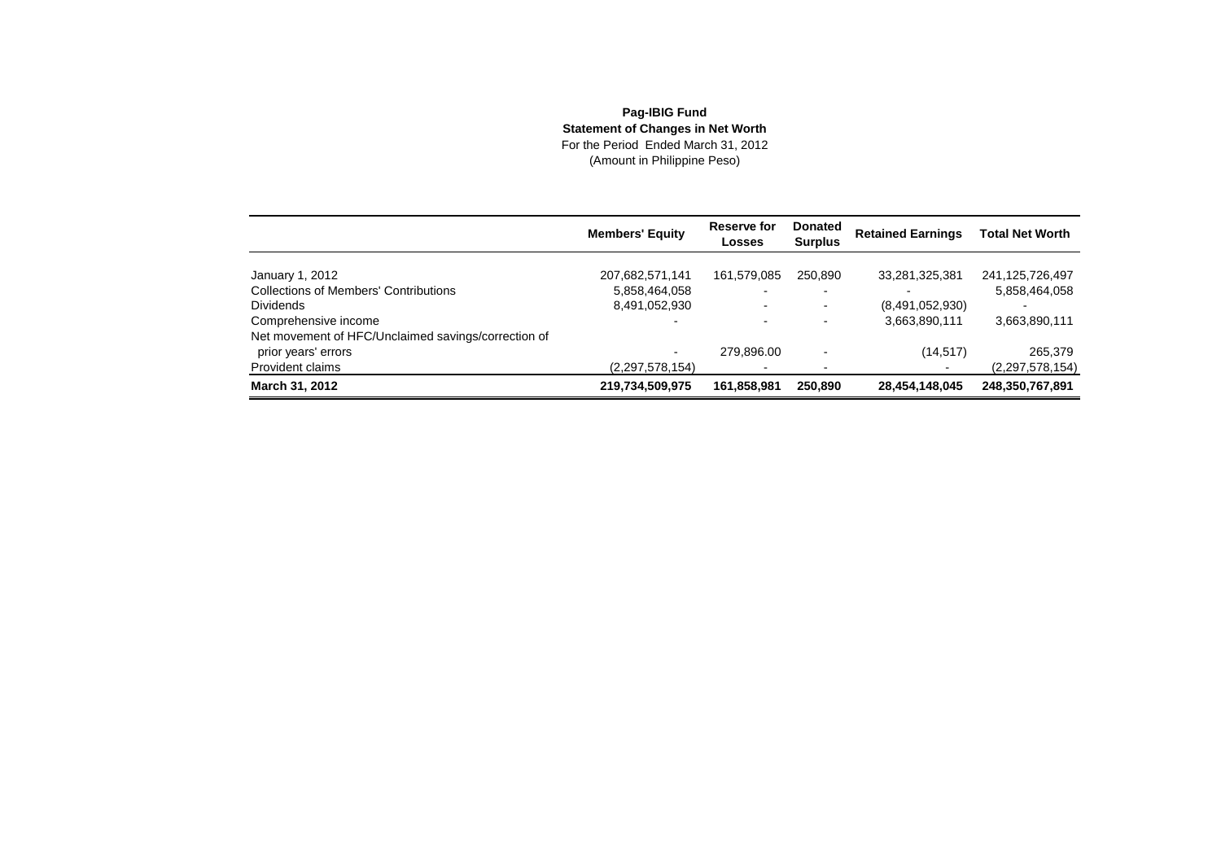**Pag-IBIG Fund**

**Statement of Changes in Net Worth**

For the Period Ended March 31, 2012

(Amount in Philippine Peso)

| | Members' Equity | Reserve for Losses | Donated Surplus | Retained Earnings | Total Net Worth |
|---|---|---|---|---|---|
| January 1, 2012 | 207,682,571,141 | 161,579,085 | 250,890 | 33,281,325,381 | 241,125,726,497 |
| Collections of Members' Contributions | 5,858,464,058 | - | - | - | 5,858,464,058 |
| Dividends | 8,491,052,930 | - | - | (8,491,052,930) | - |
| Comprehensive income | - | - | - | 3,663,890,111 | 3,663,890,111 |
| Net movement of HFC/Unclaimed savings/correction of prior years' errors | - | 279,896.00 | - | (14,517) | 265,379 |
| Provident claims | (2,297,578,154) | - | - | - | (2,297,578,154) |
| **March 31, 2012** | **219,734,509,975** | **161,858,981** | **250,890** | **28,454,148,045** | **248,350,767,891** |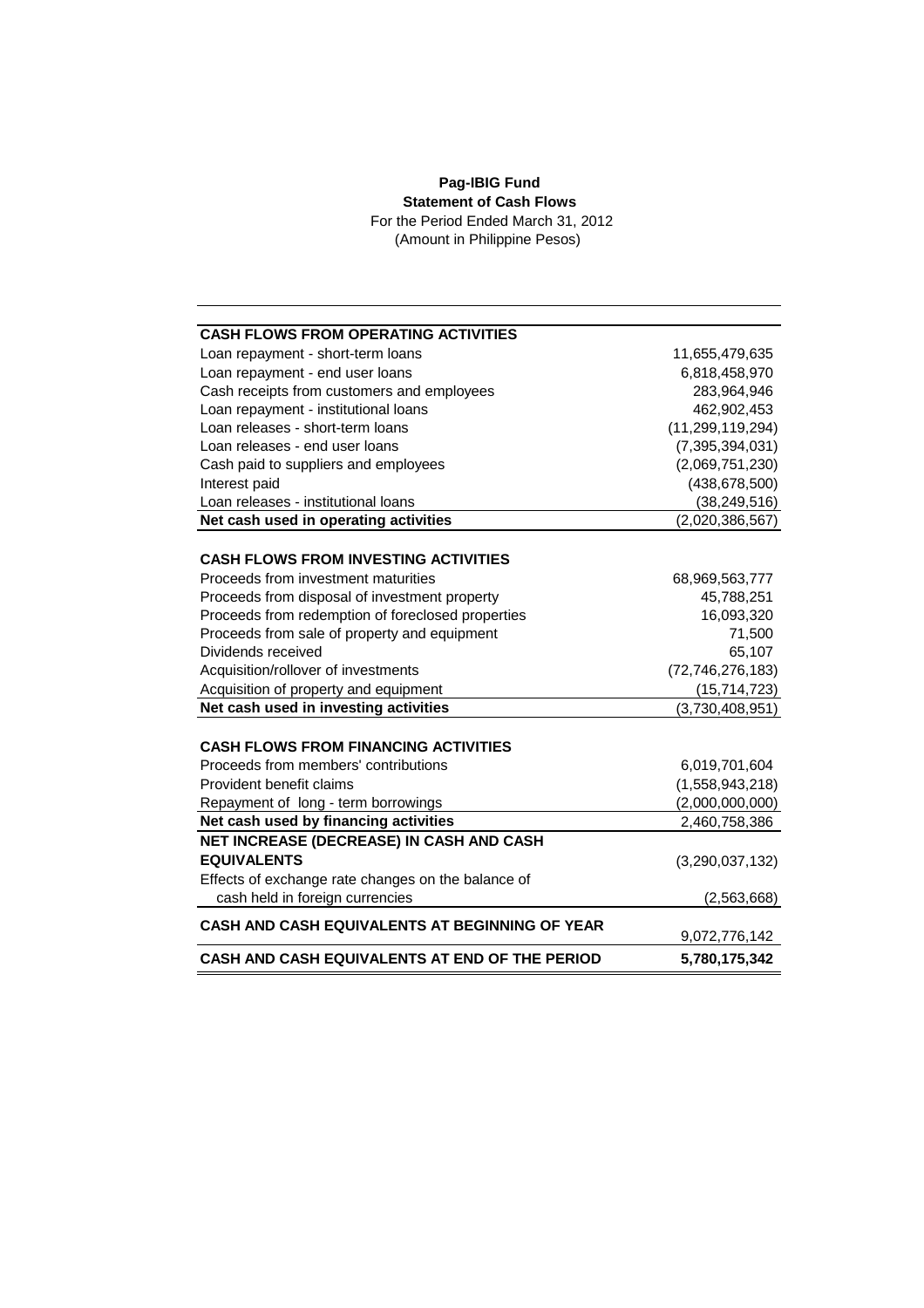**Pag-IBIG Fund**
**Statement of Cash Flows**
For the Period Ended March 31, 2012
(Amount in Philippine Pesos)

| | |
|---|---|
| **CASH FLOWS FROM OPERATING ACTIVITIES** | |
| Loan repayment - short-term loans | 11,655,479,635 |
| Loan repayment - end user loans | 6,818,458,970 |
| Cash receipts from customers and employees | 283,964,946 |
| Loan repayment - institutional loans | 462,902,453 |
| Loan releases - short-term loans | (11,299,119,294) |
| Loan releases - end user loans | (7,395,394,031) |
| Cash paid to suppliers and employees | (2,069,751,230) |
| Interest paid | (438,678,500) |
| Loan releases - institutional loans | (38,249,516) |
| **Net cash used in operating activities** | (2,020,386,567) |
| | |
| **CASH FLOWS FROM INVESTING ACTIVITIES** | |
| Proceeds from investment maturities | 68,969,563,777 |
| Proceeds from disposal of investment property | 45,788,251 |
| Proceeds from redemption of foreclosed properties | 16,093,320 |
| Proceeds from sale of property and equipment | 71,500 |
| Dividends received | 65,107 |
| Acquisition/rollover of investments | (72,746,276,183) |
| Acquisition of property and equipment | (15,714,723) |
| **Net cash used in investing activities** | (3,730,408,951) |
| | |
| **CASH FLOWS FROM FINANCING ACTIVITIES** | |
| Proceeds from members' contributions | 6,019,701,604 |
| Provident benefit claims | (1,558,943,218) |
| Repayment of long - term borrowings | (2,000,000,000) |
| **Net cash used by financing activities** | 2,460,758,386 |
| **NET INCREASE (DECREASE) IN CASH AND CASH EQUIVALENTS** | (3,290,037,132) |
| Effects of exchange rate changes on the balance of cash held in foreign currencies | (2,563,668) |
| **CASH AND CASH EQUIVALENTS AT BEGINNING OF YEAR** | 9,072,776,142 |
| **CASH AND CASH EQUIVALENTS AT END OF THE PERIOD** | **5,780,175,342** |